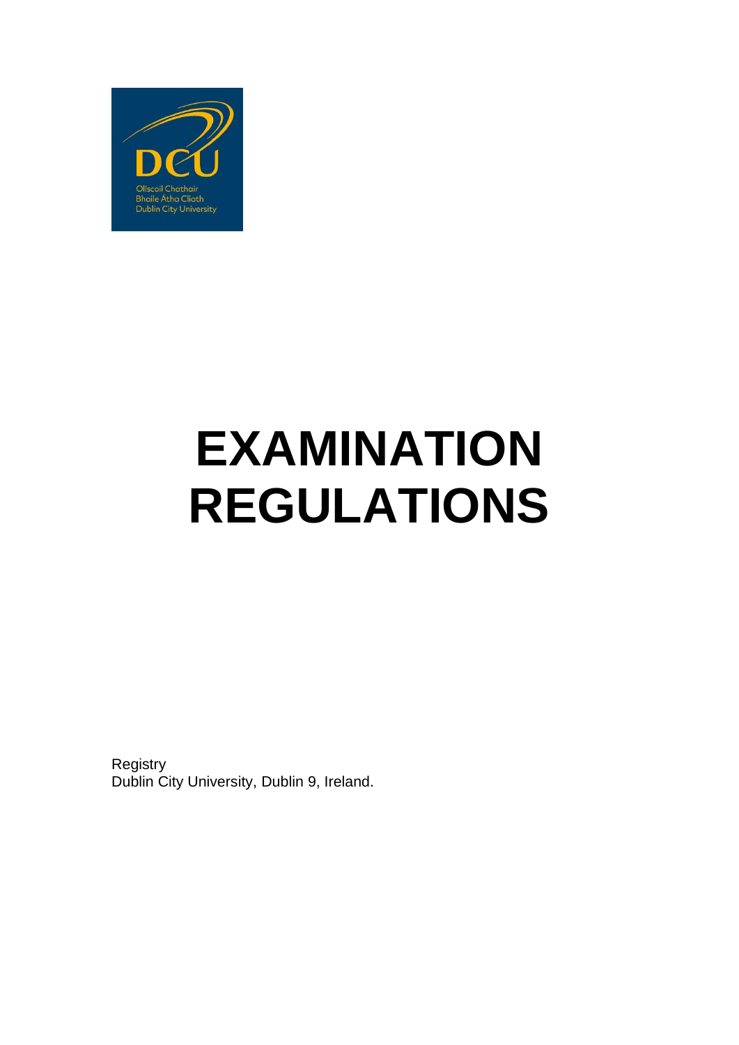# EXAMINATION REGULATIONS

Registry
Dublin City University, Dublin 9, Ireland.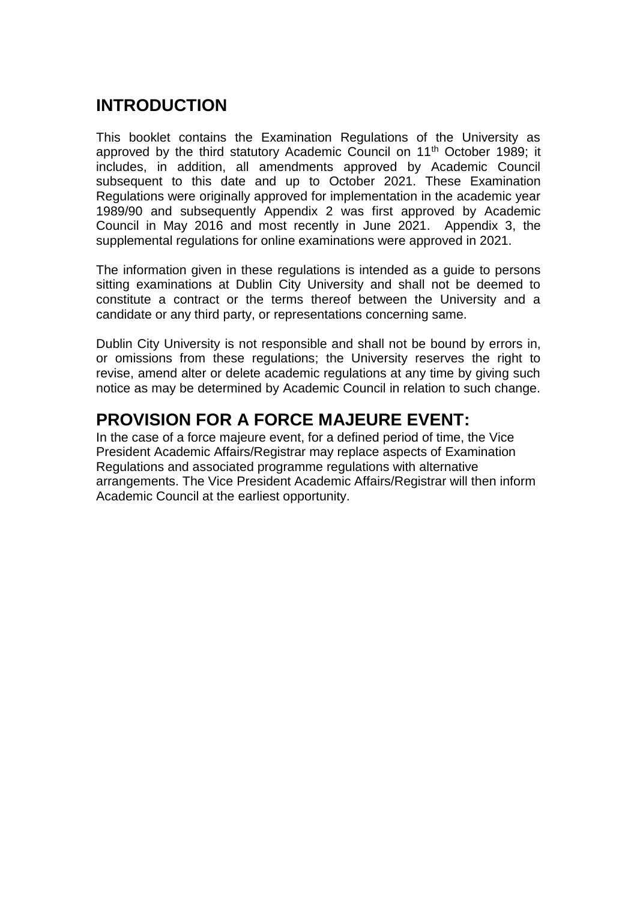## INTRODUCTION

This booklet contains the Examination Regulations of the University as approved by the third statutory Academic Council on 11th October 1989; it includes, in addition, all amendments approved by Academic Council subsequent to this date and up to October 2021. These Examination Regulations were originally approved for implementation in the academic year 1989/90 and subsequently Appendix 2 was first approved by Academic Council in May 2016 and most recently in June 2021. Appendix 3, the supplemental regulations for online examinations were approved in 2021.

The information given in these regulations is intended as a guide to persons sitting examinations at Dublin City University and shall not be deemed to constitute a contract or the terms thereof between the University and a candidate or any third party, or representations concerning same.

Dublin City University is not responsible and shall not be bound by errors in, or omissions from these regulations; the University reserves the right to revise, amend alter or delete academic regulations at any time by giving such notice as may be determined by Academic Council in relation to such change.

## PROVISION FOR A FORCE MAJEURE EVENT:

In the case of a force majeure event, for a defined period of time, the Vice President Academic Affairs/Registrar may replace aspects of Examination Regulations and associated programme regulations with alternative arrangements. The Vice President Academic Affairs/Registrar will then inform Academic Council at the earliest opportunity.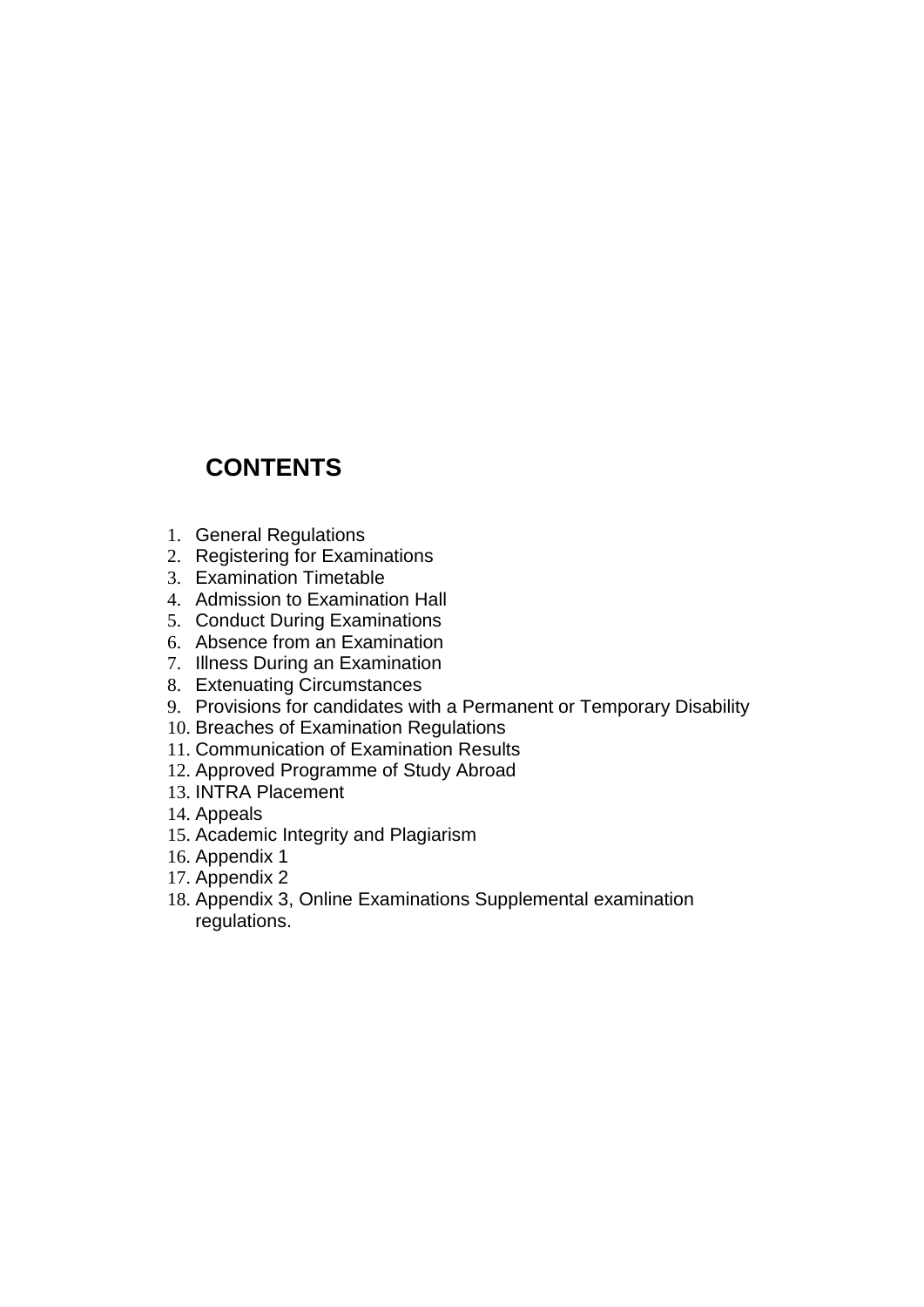# CONTENTS

1. General Regulations
2. Registering for Examinations
3. Examination Timetable
4. Admission to Examination Hall
5. Conduct During Examinations
6. Absence from an Examination
7. Illness During an Examination
8. Extenuating Circumstances
9. Provisions for candidates with a Permanent or Temporary Disability
10. Breaches of Examination Regulations
11. Communication of Examination Results
12. Approved Programme of Study Abroad
13. INTRA Placement
14. Appeals
15. Academic Integrity and Plagiarism
16. Appendix 1
17. Appendix 2
18. Appendix 3, Online Examinations Supplemental examination regulations.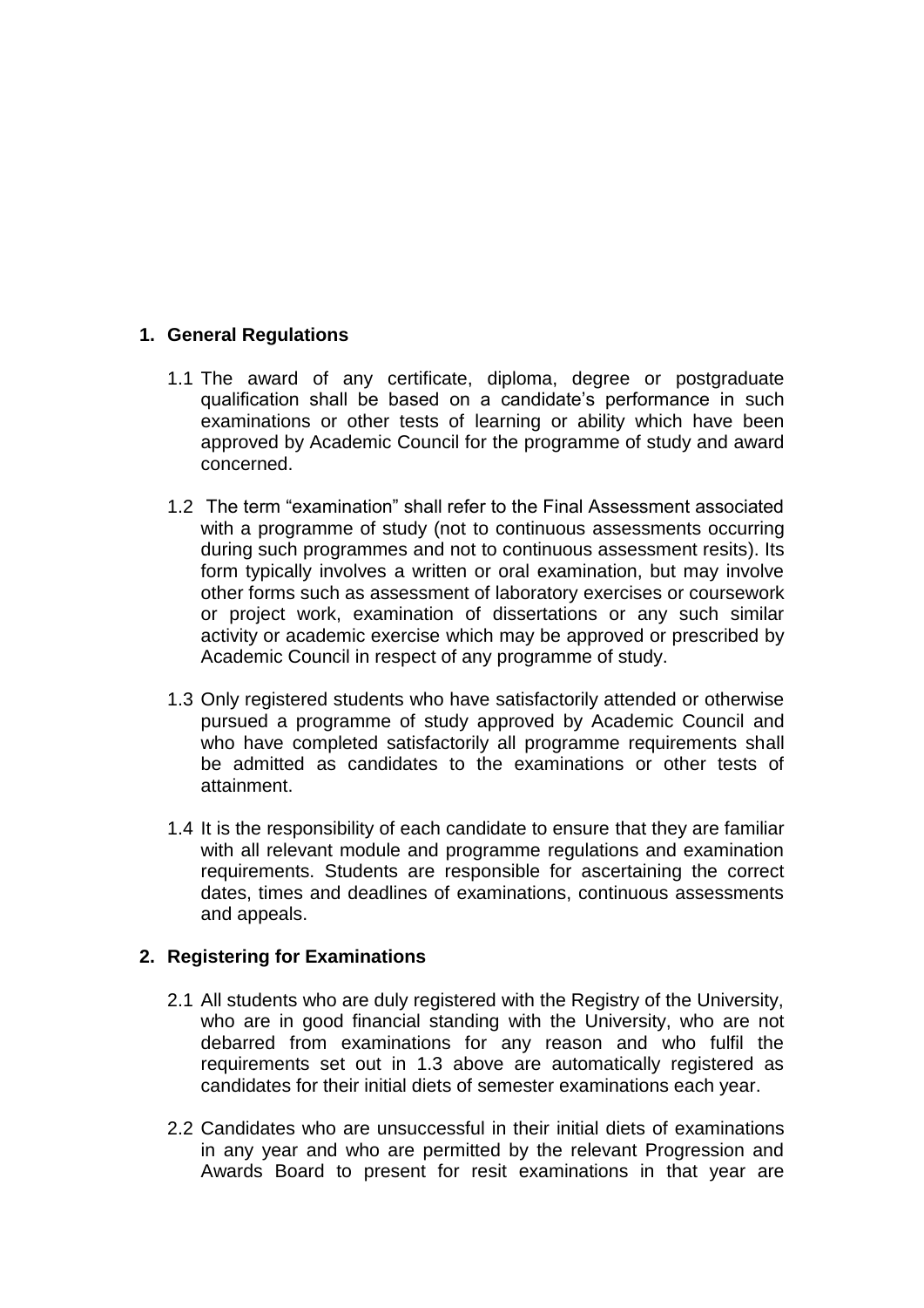## 1. General Regulations

1.1 The award of any certificate, diploma, degree or postgraduate qualification shall be based on a candidate's performance in such examinations or other tests of learning or ability which have been approved by Academic Council for the programme of study and award concerned.

1.2 The term "examination" shall refer to the Final Assessment associated with a programme of study (not to continuous assessments occurring during such programmes and not to continuous assessment resits). Its form typically involves a written or oral examination, but may involve other forms such as assessment of laboratory exercises or coursework or project work, examination of dissertations or any such similar activity or academic exercise which may be approved or prescribed by Academic Council in respect of any programme of study.

1.3 Only registered students who have satisfactorily attended or otherwise pursued a programme of study approved by Academic Council and who have completed satisfactorily all programme requirements shall be admitted as candidates to the examinations or other tests of attainment.

1.4 It is the responsibility of each candidate to ensure that they are familiar with all relevant module and programme regulations and examination requirements. Students are responsible for ascertaining the correct dates, times and deadlines of examinations, continuous assessments and appeals.

## 2. Registering for Examinations

2.1 All students who are duly registered with the Registry of the University, who are in good financial standing with the University, who are not debarred from examinations for any reason and who fulfil the requirements set out in 1.3 above are automatically registered as candidates for their initial diets of semester examinations each year.

2.2 Candidates who are unsuccessful in their initial diets of examinations in any year and who are permitted by the relevant Progression and Awards Board to present for resit examinations in that year are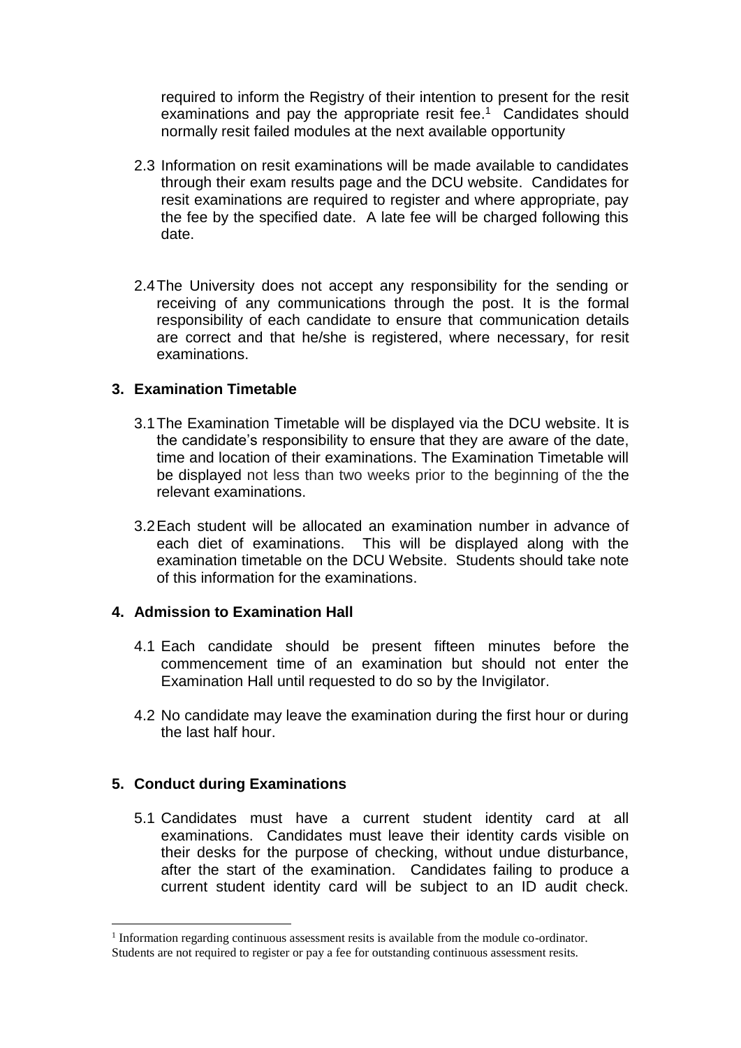required to inform the Registry of their intention to present for the resit examinations and pay the appropriate resit fee.[1] Candidates should normally resit failed modules at the next available opportunity

2.3 Information on resit examinations will be made available to candidates through their exam results page and the DCU website. Candidates for resit examinations are required to register and where appropriate, pay the fee by the specified date. A late fee will be charged following this date.

2.4 The University does not accept any responsibility for the sending or receiving of any communications through the post. It is the formal responsibility of each candidate to ensure that communication details are correct and that he/she is registered, where necessary, for resit examinations.

## 3. Examination Timetable

3.1 The Examination Timetable will be displayed via the DCU website. It is the candidate's responsibility to ensure that they are aware of the date, time and location of their examinations. The Examination Timetable will be displayed not less than two weeks prior to the beginning of the the relevant examinations.

3.2 Each student will be allocated an examination number in advance of each diet of examinations. This will be displayed along with the examination timetable on the DCU Website. Students should take note of this information for the examinations.

## 4. Admission to Examination Hall

4.1 Each candidate should be present fifteen minutes before the commencement time of an examination but should not enter the Examination Hall until requested to do so by the Invigilator.

4.2 No candidate may leave the examination during the first hour or during the last half hour.

## 5. Conduct during Examinations

5.1 Candidates must have a current student identity card at all examinations. Candidates must leave their identity cards visible on their desks for the purpose of checking, without undue disturbance, after the start of the examination. Candidates failing to produce a current student identity card will be subject to an ID audit check.

---

[1] Information regarding continuous assessment resits is available from the module co-ordinator. Students are not required to register or pay a fee for outstanding continuous assessment resits.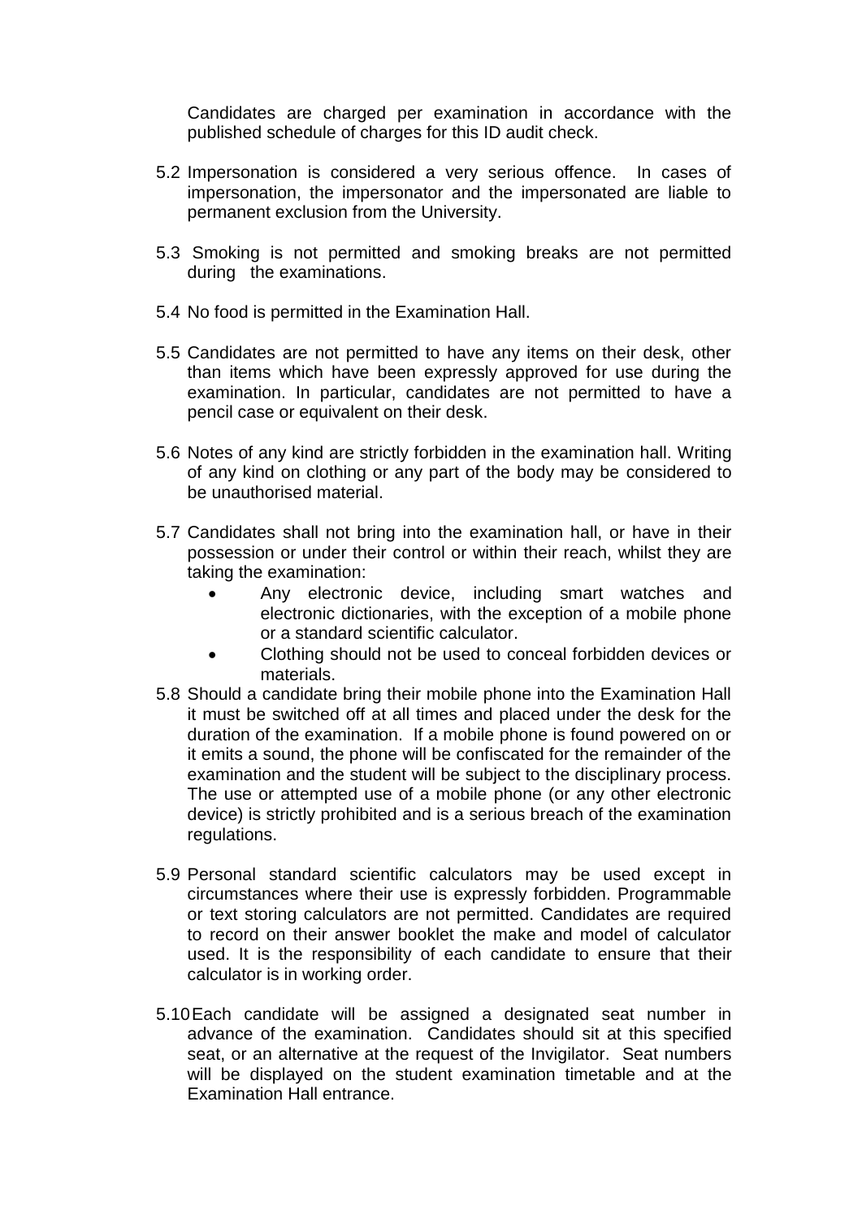Candidates are charged per examination in accordance with the published schedule of charges for this ID audit check.

5.2 Impersonation is considered a very serious offence. In cases of impersonation, the impersonator and the impersonated are liable to permanent exclusion from the University.

5.3 Smoking is not permitted and smoking breaks are not permitted during the examinations.

5.4 No food is permitted in the Examination Hall.

5.5 Candidates are not permitted to have any items on their desk, other than items which have been expressly approved for use during the examination. In particular, candidates are not permitted to have a pencil case or equivalent on their desk.

5.6 Notes of any kind are strictly forbidden in the examination hall. Writing of any kind on clothing or any part of the body may be considered to be unauthorised material.

5.7 Candidates shall not bring into the examination hall, or have in their possession or under their control or within their reach, whilst they are taking the examination:

- Any electronic device, including smart watches and electronic dictionaries, with the exception of a mobile phone or a standard scientific calculator.
- Clothing should not be used to conceal forbidden devices or materials.

5.8 Should a candidate bring their mobile phone into the Examination Hall it must be switched off at all times and placed under the desk for the duration of the examination. If a mobile phone is found powered on or it emits a sound, the phone will be confiscated for the remainder of the examination and the student will be subject to the disciplinary process. The use or attempted use of a mobile phone (or any other electronic device) is strictly prohibited and is a serious breach of the examination regulations.

5.9 Personal standard scientific calculators may be used except in circumstances where their use is expressly forbidden. Programmable or text storing calculators are not permitted. Candidates are required to record on their answer booklet the make and model of calculator used. It is the responsibility of each candidate to ensure that their calculator is in working order.

5.10 Each candidate will be assigned a designated seat number in advance of the examination. Candidates should sit at this specified seat, or an alternative at the request of the Invigilator. Seat numbers will be displayed on the student examination timetable and at the Examination Hall entrance.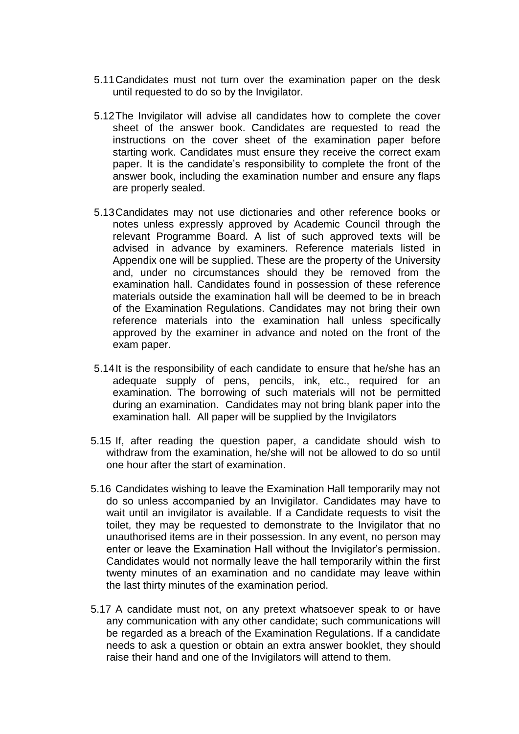5.11 Candidates must not turn over the examination paper on the desk until requested to do so by the Invigilator.

5.12 The Invigilator will advise all candidates how to complete the cover sheet of the answer book. Candidates are requested to read the instructions on the cover sheet of the examination paper before starting work. Candidates must ensure they receive the correct exam paper. It is the candidate's responsibility to complete the front of the answer book, including the examination number and ensure any flaps are properly sealed.

5.13 Candidates may not use dictionaries and other reference books or notes unless expressly approved by Academic Council through the relevant Programme Board. A list of such approved texts will be advised in advance by examiners. Reference materials listed in Appendix one will be supplied. These are the property of the University and, under no circumstances should they be removed from the examination hall. Candidates found in possession of these reference materials outside the examination hall will be deemed to be in breach of the Examination Regulations. Candidates may not bring their own reference materials into the examination hall unless specifically approved by the examiner in advance and noted on the front of the exam paper.

5.14 It is the responsibility of each candidate to ensure that he/she has an adequate supply of pens, pencils, ink, etc., required for an examination. The borrowing of such materials will not be permitted during an examination. Candidates may not bring blank paper into the examination hall. All paper will be supplied by the Invigilators

5.15 If, after reading the question paper, a candidate should wish to withdraw from the examination, he/she will not be allowed to do so until one hour after the start of examination.

5.16 Candidates wishing to leave the Examination Hall temporarily may not do so unless accompanied by an Invigilator. Candidates may have to wait until an invigilator is available. If a Candidate requests to visit the toilet, they may be requested to demonstrate to the Invigilator that no unauthorised items are in their possession. In any event, no person may enter or leave the Examination Hall without the Invigilator's permission. Candidates would not normally leave the hall temporarily within the first twenty minutes of an examination and no candidate may leave within the last thirty minutes of the examination period.

5.17 A candidate must not, on any pretext whatsoever speak to or have any communication with any other candidate; such communications will be regarded as a breach of the Examination Regulations. If a candidate needs to ask a question or obtain an extra answer booklet, they should raise their hand and one of the Invigilators will attend to them.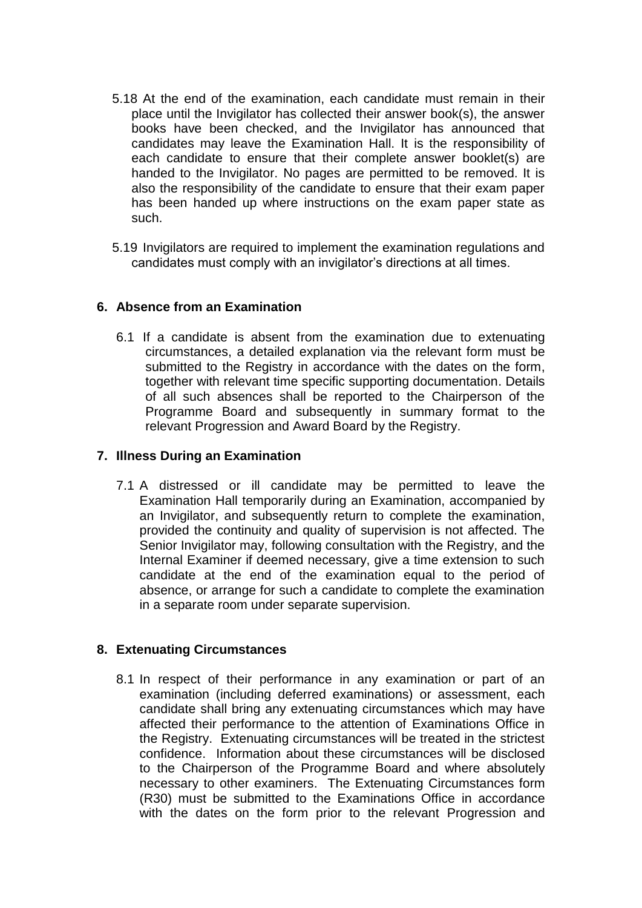5.18 At the end of the examination, each candidate must remain in their place until the Invigilator has collected their answer book(s), the answer books have been checked, and the Invigilator has announced that candidates may leave the Examination Hall. It is the responsibility of each candidate to ensure that their complete answer booklet(s) are handed to the Invigilator. No pages are permitted to be removed. It is also the responsibility of the candidate to ensure that their exam paper has been handed up where instructions on the exam paper state as such.

5.19 Invigilators are required to implement the examination regulations and candidates must comply with an invigilator's directions at all times.

## 6. Absence from an Examination

6.1 If a candidate is absent from the examination due to extenuating circumstances, a detailed explanation via the relevant form must be submitted to the Registry in accordance with the dates on the form, together with relevant time specific supporting documentation. Details of all such absences shall be reported to the Chairperson of the Programme Board and subsequently in summary format to the relevant Progression and Award Board by the Registry.

## 7. Illness During an Examination

7.1 A distressed or ill candidate may be permitted to leave the Examination Hall temporarily during an Examination, accompanied by an Invigilator, and subsequently return to complete the examination, provided the continuity and quality of supervision is not affected. The Senior Invigilator may, following consultation with the Registry, and the Internal Examiner if deemed necessary, give a time extension to such candidate at the end of the examination equal to the period of absence, or arrange for such a candidate to complete the examination in a separate room under separate supervision.

## 8. Extenuating Circumstances

8.1 In respect of their performance in any examination or part of an examination (including deferred examinations) or assessment, each candidate shall bring any extenuating circumstances which may have affected their performance to the attention of Examinations Office in the Registry. Extenuating circumstances will be treated in the strictest confidence. Information about these circumstances will be disclosed to the Chairperson of the Programme Board and where absolutely necessary to other examiners. The Extenuating Circumstances form (R30) must be submitted to the Examinations Office in accordance with the dates on the form prior to the relevant Progression and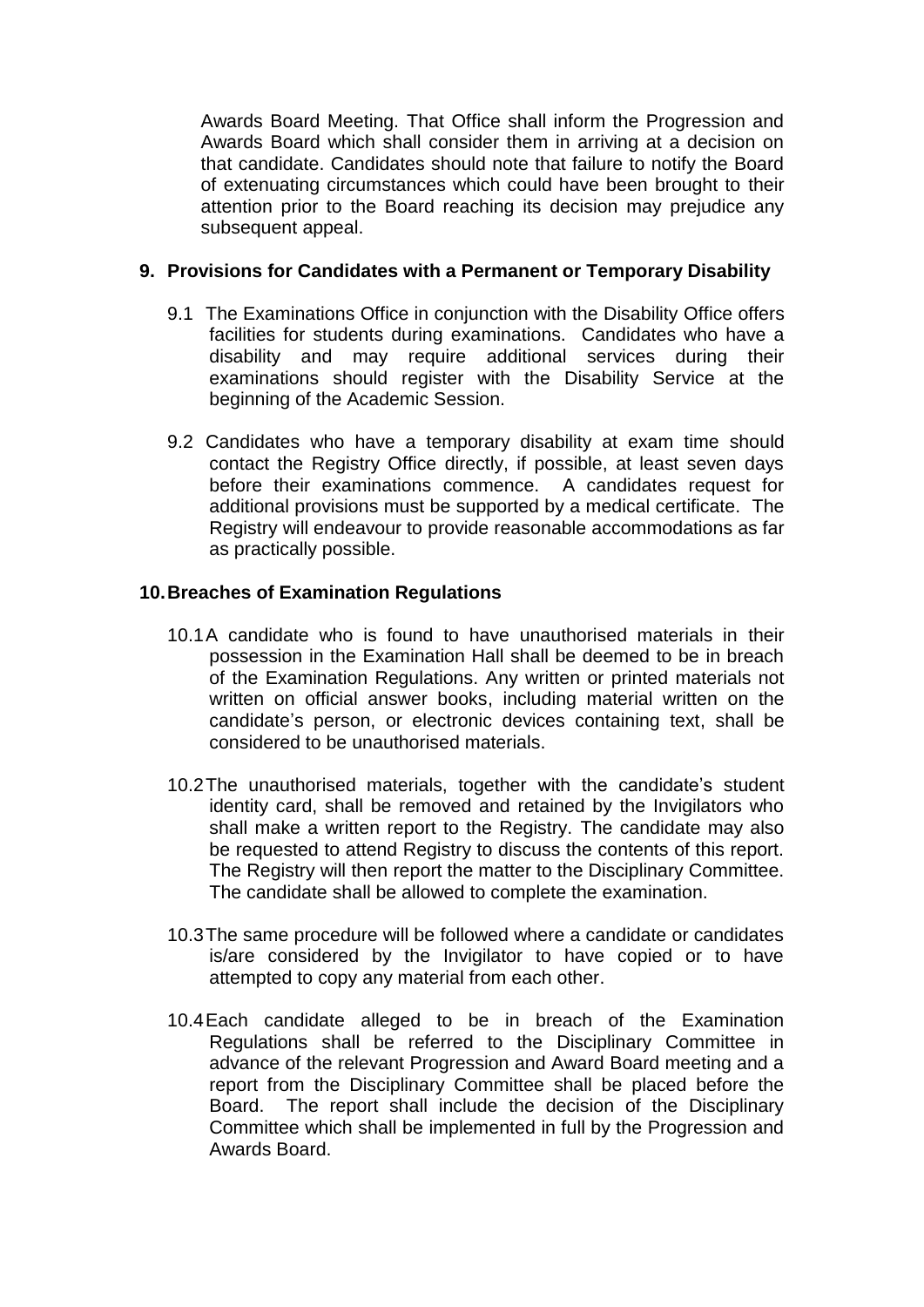Awards Board Meeting. That Office shall inform the Progression and Awards Board which shall consider them in arriving at a decision on that candidate. Candidates should note that failure to notify the Board of extenuating circumstances which could have been brought to their attention prior to the Board reaching its decision may prejudice any subsequent appeal.

## 9. Provisions for Candidates with a Permanent or Temporary Disability

9.1 The Examinations Office in conjunction with the Disability Office offers facilities for students during examinations. Candidates who have a disability and may require additional services during their examinations should register with the Disability Service at the beginning of the Academic Session.

9.2 Candidates who have a temporary disability at exam time should contact the Registry Office directly, if possible, at least seven days before their examinations commence. A candidates request for additional provisions must be supported by a medical certificate. The Registry will endeavour to provide reasonable accommodations as far as practically possible.

## 10. Breaches of Examination Regulations

10.1 A candidate who is found to have unauthorised materials in their possession in the Examination Hall shall be deemed to be in breach of the Examination Regulations. Any written or printed materials not written on official answer books, including material written on the candidate's person, or electronic devices containing text, shall be considered to be unauthorised materials.

10.2 The unauthorised materials, together with the candidate's student identity card, shall be removed and retained by the Invigilators who shall make a written report to the Registry. The candidate may also be requested to attend Registry to discuss the contents of this report. The Registry will then report the matter to the Disciplinary Committee. The candidate shall be allowed to complete the examination.

10.3 The same procedure will be followed where a candidate or candidates is/are considered by the Invigilator to have copied or to have attempted to copy any material from each other.

10.4 Each candidate alleged to be in breach of the Examination Regulations shall be referred to the Disciplinary Committee in advance of the relevant Progression and Award Board meeting and a report from the Disciplinary Committee shall be placed before the Board. The report shall include the decision of the Disciplinary Committee which shall be implemented in full by the Progression and Awards Board.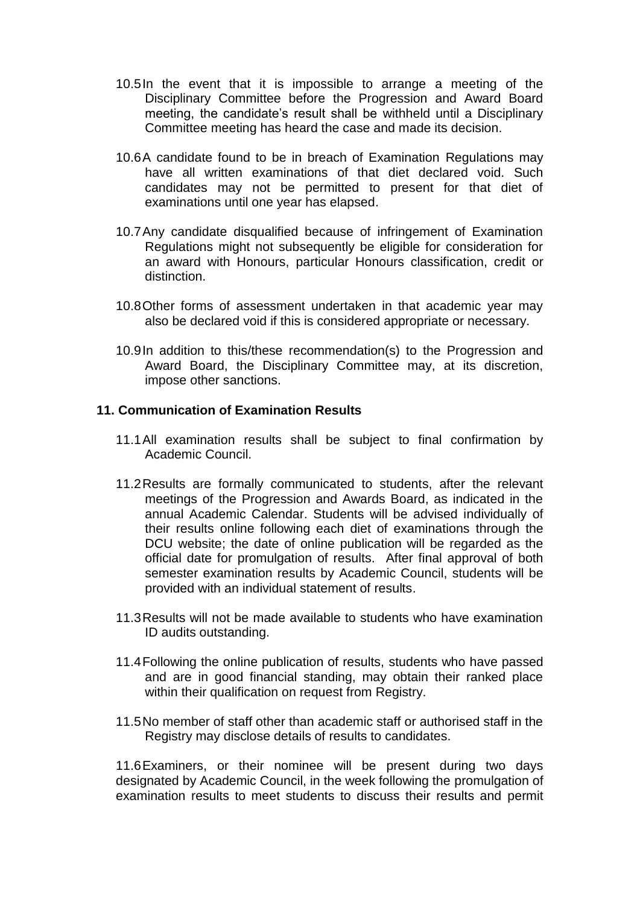10.5 In the event that it is impossible to arrange a meeting of the Disciplinary Committee before the Progression and Award Board meeting, the candidate's result shall be withheld until a Disciplinary Committee meeting has heard the case and made its decision.

10.6 A candidate found to be in breach of Examination Regulations may have all written examinations of that diet declared void. Such candidates may not be permitted to present for that diet of examinations until one year has elapsed.

10.7 Any candidate disqualified because of infringement of Examination Regulations might not subsequently be eligible for consideration for an award with Honours, particular Honours classification, credit or distinction.

10.8 Other forms of assessment undertaken in that academic year may also be declared void if this is considered appropriate or necessary.

10.9 In addition to this/these recommendation(s) to the Progression and Award Board, the Disciplinary Committee may, at its discretion, impose other sanctions.

## 11. Communication of Examination Results

11.1 All examination results shall be subject to final confirmation by Academic Council.

11.2 Results are formally communicated to students, after the relevant meetings of the Progression and Awards Board, as indicated in the annual Academic Calendar. Students will be advised individually of their results online following each diet of examinations through the DCU website; the date of online publication will be regarded as the official date for promulgation of results. After final approval of both semester examination results by Academic Council, students will be provided with an individual statement of results.

11.3 Results will not be made available to students who have examination ID audits outstanding.

11.4 Following the online publication of results, students who have passed and are in good financial standing, may obtain their ranked place within their qualification on request from Registry.

11.5 No member of staff other than academic staff or authorised staff in the Registry may disclose details of results to candidates.

11.6 Examiners, or their nominee will be present during two days designated by Academic Council, in the week following the promulgation of examination results to meet students to discuss their results and permit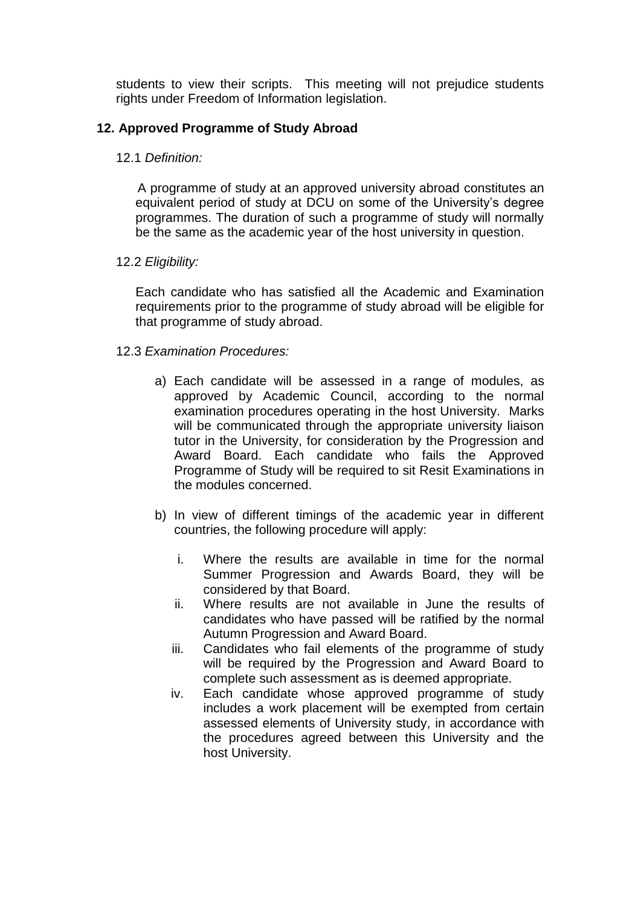students to view their scripts. This meeting will not prejudice students rights under Freedom of Information legislation.

## 12. Approved Programme of Study Abroad

12.1 *Definition:*

A programme of study at an approved university abroad constitutes an equivalent period of study at DCU on some of the University's degree programmes. The duration of such a programme of study will normally be the same as the academic year of the host university in question.

12.2 *Eligibility:*

Each candidate who has satisfied all the Academic and Examination requirements prior to the programme of study abroad will be eligible for that programme of study abroad.

12.3 *Examination Procedures:*

a) Each candidate will be assessed in a range of modules, as approved by Academic Council, according to the normal examination procedures operating in the host University. Marks will be communicated through the appropriate university liaison tutor in the University, for consideration by the Progression and Award Board. Each candidate who fails the Approved Programme of Study will be required to sit Resit Examinations in the modules concerned.

b) In view of different timings of the academic year in different countries, the following procedure will apply:

   i. Where the results are available in time for the normal Summer Progression and Awards Board, they will be considered by that Board.
   ii. Where results are not available in June the results of candidates who have passed will be ratified by the normal Autumn Progression and Award Board.
   iii. Candidates who fail elements of the programme of study will be required by the Progression and Award Board to complete such assessment as is deemed appropriate.
   iv. Each candidate whose approved programme of study includes a work placement will be exempted from certain assessed elements of University study, in accordance with the procedures agreed between this University and the host University.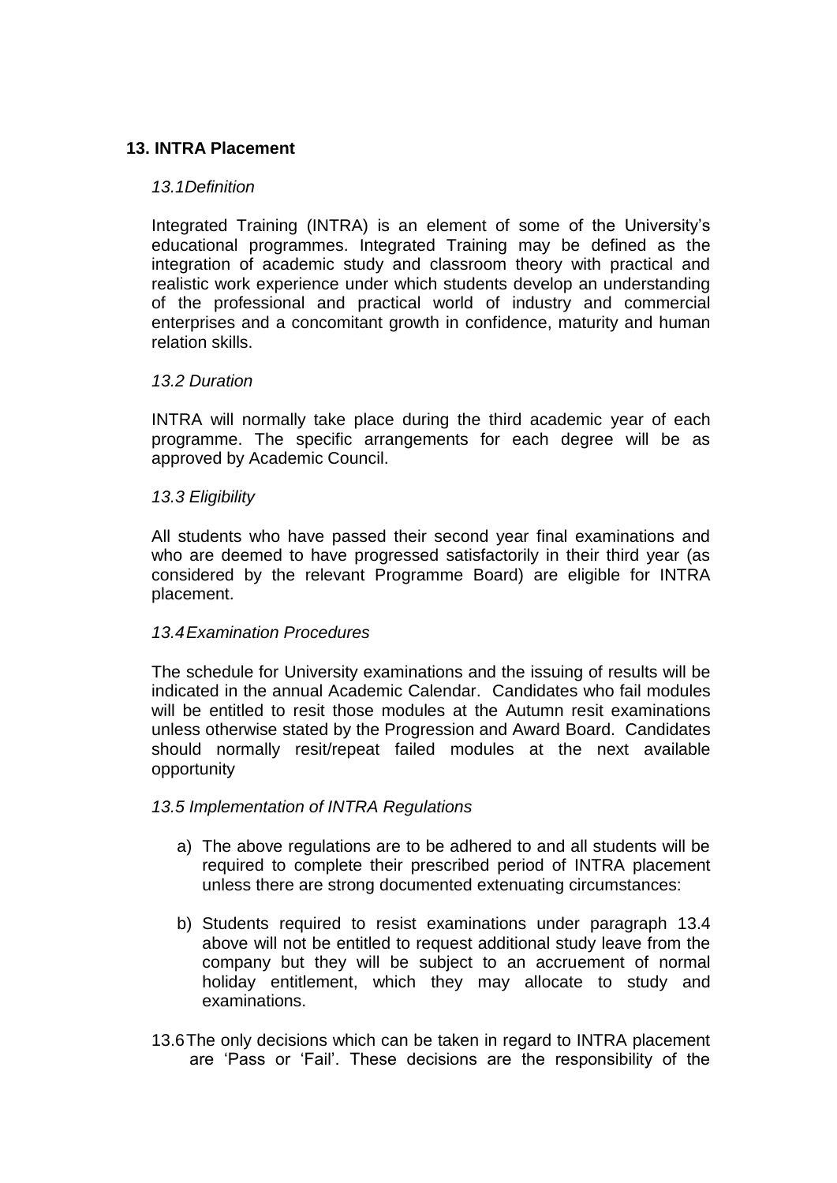## 13. INTRA Placement

*13.1Definition*

Integrated Training (INTRA) is an element of some of the University's educational programmes. Integrated Training may be defined as the integration of academic study and classroom theory with practical and realistic work experience under which students develop an understanding of the professional and practical world of industry and commercial enterprises and a concomitant growth in confidence, maturity and human relation skills.

*13.2 Duration*

INTRA will normally take place during the third academic year of each programme. The specific arrangements for each degree will be as approved by Academic Council.

*13.3 Eligibility*

All students who have passed their second year final examinations and who are deemed to have progressed satisfactorily in their third year (as considered by the relevant Programme Board) are eligible for INTRA placement.

*13.4Examination Procedures*

The schedule for University examinations and the issuing of results will be indicated in the annual Academic Calendar. Candidates who fail modules will be entitled to resit those modules at the Autumn resit examinations unless otherwise stated by the Progression and Award Board. Candidates should normally resit/repeat failed modules at the next available opportunity

*13.5 Implementation of INTRA Regulations*

a) The above regulations are to be adhered to and all students will be required to complete their prescribed period of INTRA placement unless there are strong documented extenuating circumstances:

b) Students required to resist examinations under paragraph 13.4 above will not be entitled to request additional study leave from the company but they will be subject to an accruement of normal holiday entitlement, which they may allocate to study and examinations.

13.6The only decisions which can be taken in regard to INTRA placement are 'Pass or 'Fail'. These decisions are the responsibility of the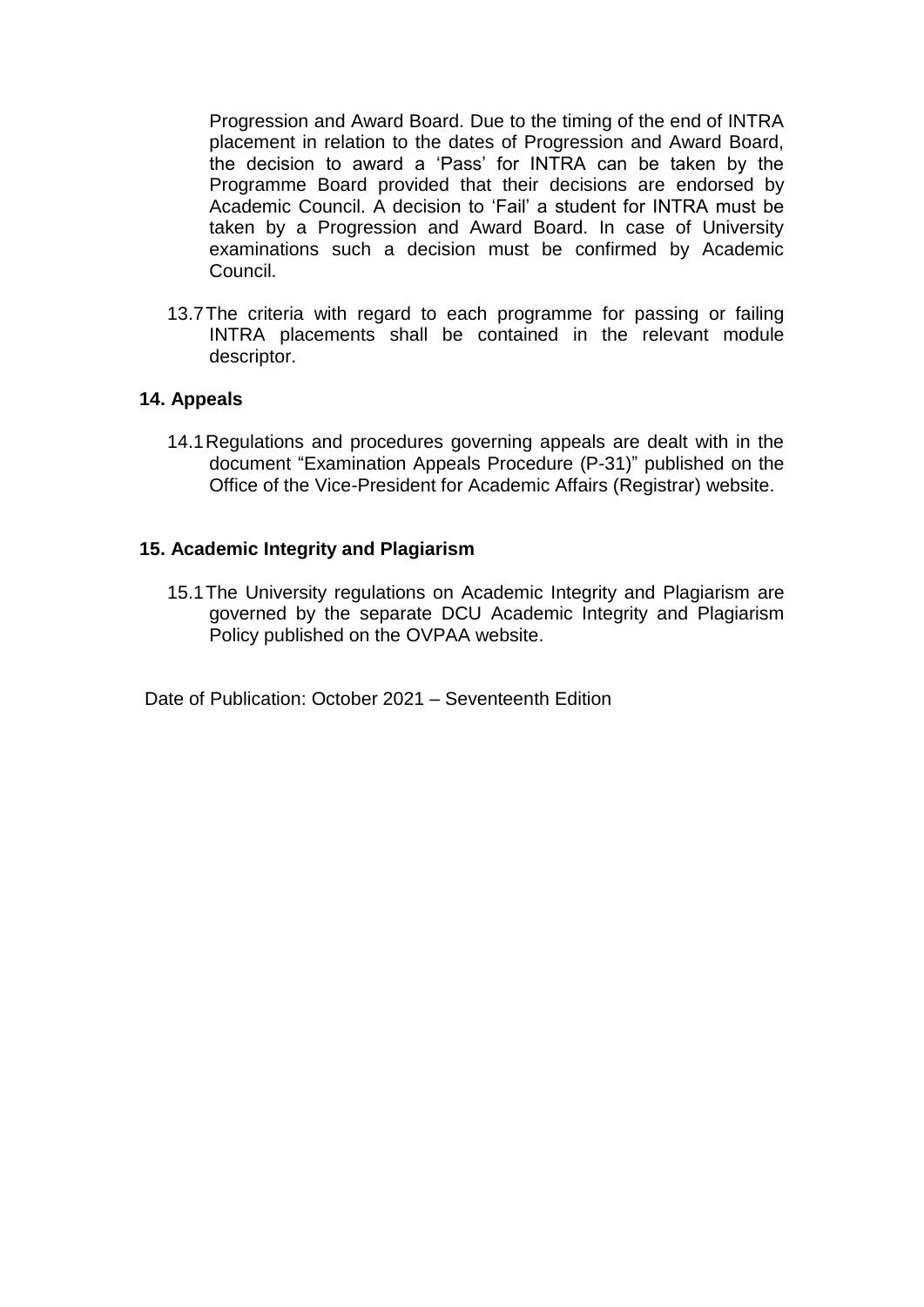Progression and Award Board. Due to the timing of the end of INTRA placement in relation to the dates of Progression and Award Board, the decision to award a 'Pass' for INTRA can be taken by the Programme Board provided that their decisions are endorsed by Academic Council. A decision to 'Fail' a student for INTRA must be taken by a Progression and Award Board. In case of University examinations such a decision must be confirmed by Academic Council.

13.7 The criteria with regard to each programme for passing or failing INTRA placements shall be contained in the relevant module descriptor.

## 14. Appeals

14.1 Regulations and procedures governing appeals are dealt with in the document "Examination Appeals Procedure (P-31)" published on the Office of the Vice-President for Academic Affairs (Registrar) website.

## 15. Academic Integrity and Plagiarism

15.1 The University regulations on Academic Integrity and Plagiarism are governed by the separate DCU Academic Integrity and Plagiarism Policy published on the OVPAA website.

Date of Publication: October 2021 – Seventeenth Edition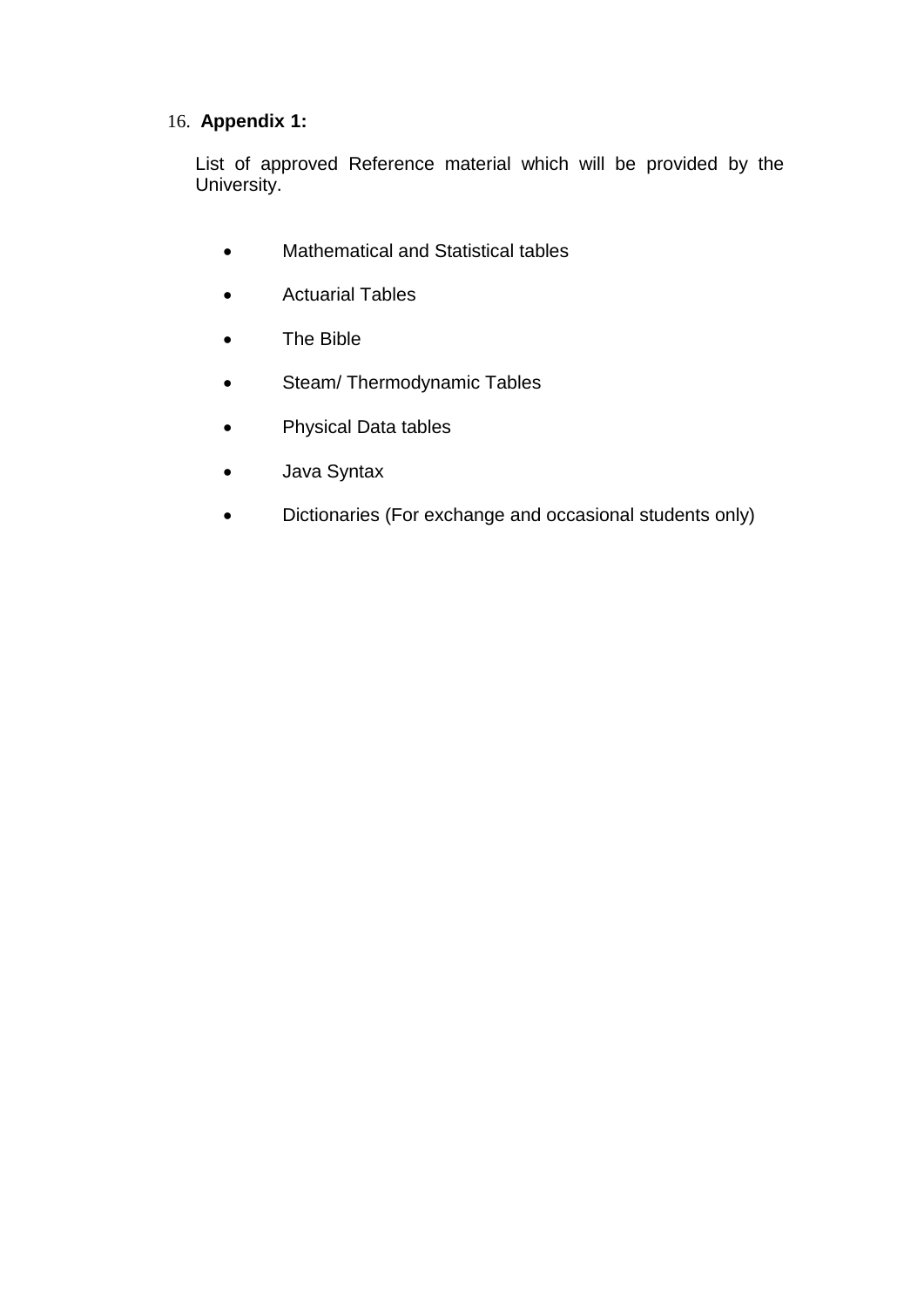## 16. **Appendix 1:**

List of approved Reference material which will be provided by the University.

- Mathematical and Statistical tables
- Actuarial Tables
- The Bible
- Steam/ Thermodynamic Tables
- Physical Data tables
- Java Syntax
- Dictionaries (For exchange and occasional students only)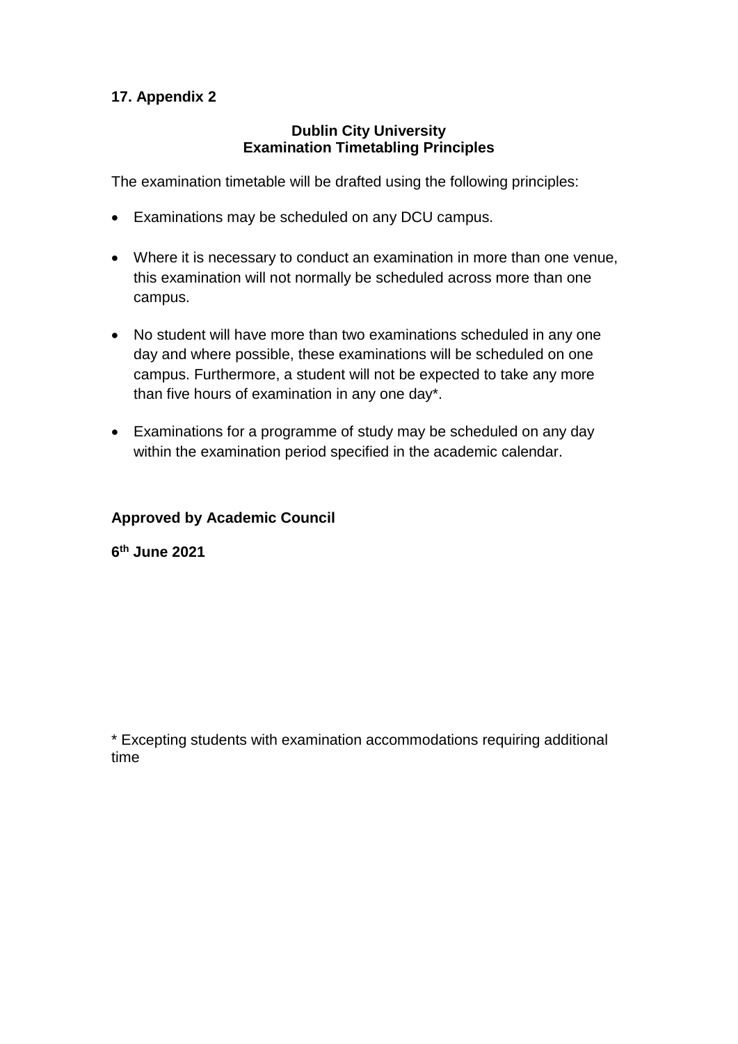## 17. Appendix 2

**Dublin City University**
**Examination Timetabling Principles**

The examination timetable will be drafted using the following principles:

- Examinations may be scheduled on any DCU campus.
- Where it is necessary to conduct an examination in more than one venue, this examination will not normally be scheduled across more than one campus.
- No student will have more than two examinations scheduled in any one day and where possible, these examinations will be scheduled on one campus. Furthermore, a student will not be expected to take any more than five hours of examination in any one day*.
- Examinations for a programme of study may be scheduled on any day within the examination period specified in the academic calendar.

**Approved by Academic Council**

**6th June 2021**

* Excepting students with examination accommodations requiring additional time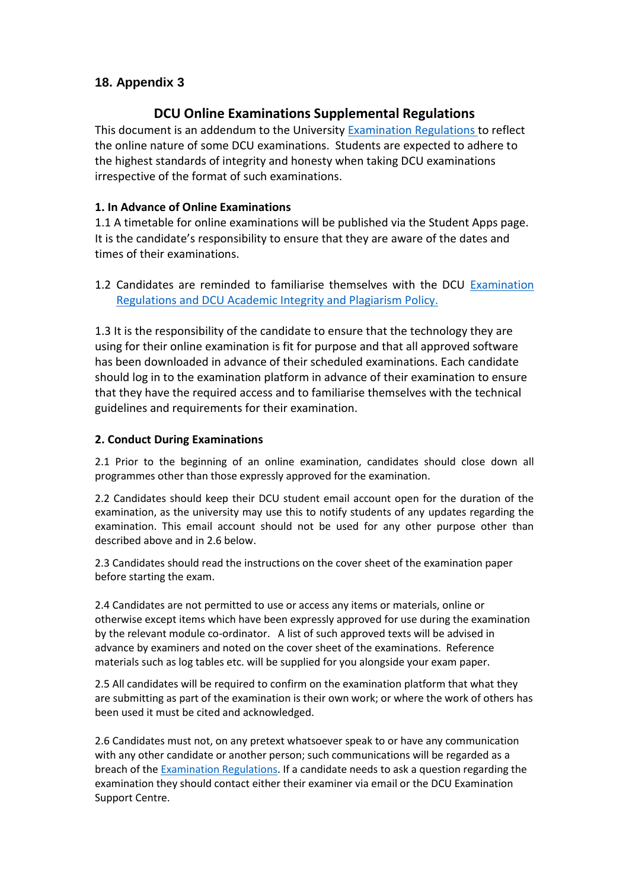## 18. Appendix 3

### DCU Online Examinations Supplemental Regulations

This document is an addendum to the University Examination Regulations to reflect the online nature of some DCU examinations. Students are expected to adhere to the highest standards of integrity and honesty when taking DCU examinations irrespective of the format of such examinations.

**1. In Advance of Online Examinations**

1.1 A timetable for online examinations will be published via the Student Apps page. It is the candidate's responsibility to ensure that they are aware of the dates and times of their examinations.

1.2 Candidates are reminded to familiarise themselves with the DCU Examination Regulations and DCU Academic Integrity and Plagiarism Policy.

1.3 It is the responsibility of the candidate to ensure that the technology they are using for their online examination is fit for purpose and that all approved software has been downloaded in advance of their scheduled examinations. Each candidate should log in to the examination platform in advance of their examination to ensure that they have the required access and to familiarise themselves with the technical guidelines and requirements for their examination.

**2. Conduct During Examinations**

2.1 Prior to the beginning of an online examination, candidates should close down all programmes other than those expressly approved for the examination.

2.2 Candidates should keep their DCU student email account open for the duration of the examination, as the university may use this to notify students of any updates regarding the examination. This email account should not be used for any other purpose other than described above and in 2.6 below.

2.3 Candidates should read the instructions on the cover sheet of the examination paper before starting the exam.

2.4 Candidates are not permitted to use or access any items or materials, online or otherwise except items which have been expressly approved for use during the examination by the relevant module co-ordinator. A list of such approved texts will be advised in advance by examiners and noted on the cover sheet of the examinations. Reference materials such as log tables etc. will be supplied for you alongside your exam paper.

2.5 All candidates will be required to confirm on the examination platform that what they are submitting as part of the examination is their own work; or where the work of others has been used it must be cited and acknowledged.

2.6 Candidates must not, on any pretext whatsoever speak to or have any communication with any other candidate or another person; such communications will be regarded as a breach of the Examination Regulations. If a candidate needs to ask a question regarding the examination they should contact either their examiner via email or the DCU Examination Support Centre.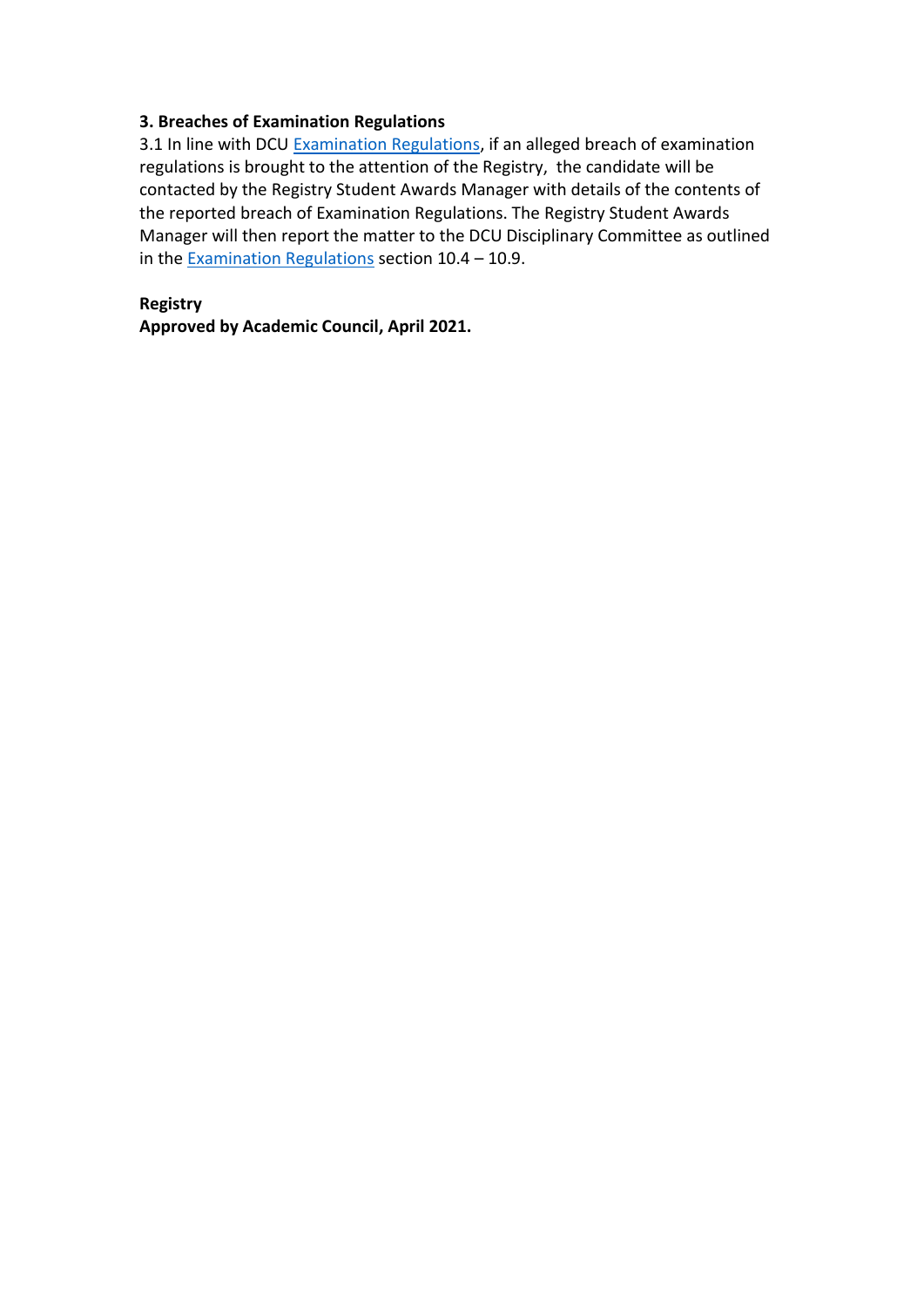### 3. Breaches of Examination Regulations

3.1 In line with DCU Examination Regulations, if an alleged breach of examination regulations is brought to the attention of the Registry, the candidate will be contacted by the Registry Student Awards Manager with details of the contents of the reported breach of Examination Regulations. The Registry Student Awards Manager will then report the matter to the DCU Disciplinary Committee as outlined in the Examination Regulations section 10.4 – 10.9.

**Registry**
**Approved by Academic Council, April 2021.**